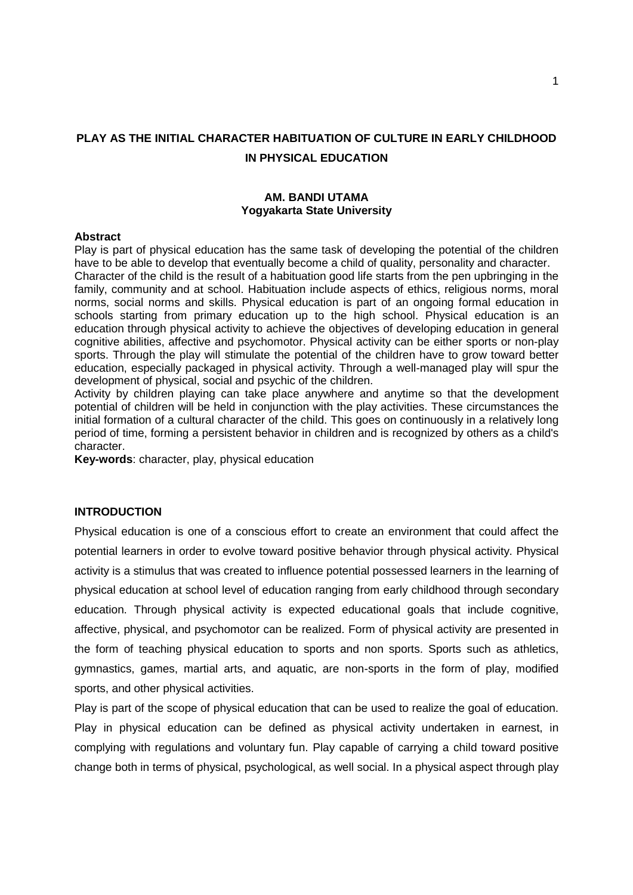# PLAY AS THE INITIAL CHARACTER HABITUATION OF CULTURE IN EARLY CHILDHOOD IN PHYSICAL EDUCATION

**AM. BANDI UTAMA**
**Yogyakarta State University**

**Abstract**

Play is part of physical education has the same task of developing the potential of the children have to be able to develop that eventually become a child of quality, personality and character. Character of the child is the result of a habituation good life starts from the pen upbringing in the family, community and at school. Habituation include aspects of ethics, religious norms, moral norms, social norms and skills. Physical education is part of an ongoing formal education in schools starting from primary education up to the high school. Physical education is an education through physical activity to achieve the objectives of developing education in general cognitive abilities, affective and psychomotor. Physical activity can be either sports or non-play sports. Through the play will stimulate the potential of the children have to grow toward better education, especially packaged in physical activity. Through a well-managed play will spur the development of physical, social and psychic of the children.

Activity by children playing can take place anywhere and anytime so that the development potential of children will be held in conjunction with the play activities. These circumstances the initial formation of a cultural character of the child. This goes on continuously in a relatively long period of time, forming a persistent behavior in children and is recognized by others as a child's character.

**Key-words**: character, play, physical education

## INTRODUCTION

Physical education is one of a conscious effort to create an environment that could affect the potential learners in order to evolve toward positive behavior through physical activity. Physical activity is a stimulus that was created to influence potential possessed learners in the learning of physical education at school level of education ranging from early childhood through secondary education. Through physical activity is expected educational goals that include cognitive, affective, physical, and psychomotor can be realized. Form of physical activity are presented in the form of teaching physical education to sports and non sports. Sports such as athletics, gymnastics, games, martial arts, and aquatic, are non-sports in the form of play, modified sports, and other physical activities.

Play is part of the scope of physical education that can be used to realize the goal of education. Play in physical education can be defined as physical activity undertaken in earnest, in complying with regulations and voluntary fun. Play capable of carrying a child toward positive change both in terms of physical, psychological, as well social. In a physical aspect through play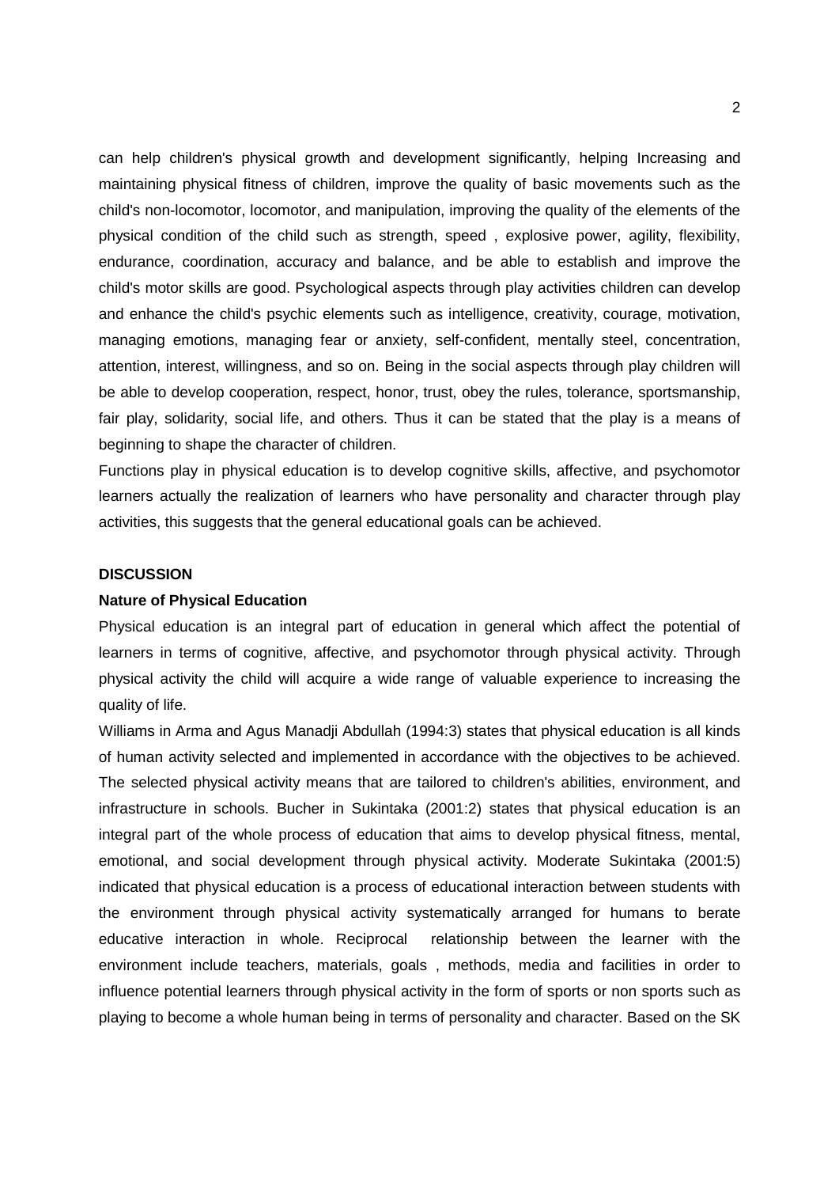can help children's physical growth and development significantly, helping Increasing and maintaining physical fitness of children, improve the quality of basic movements such as the child's non-locomotor, locomotor, and manipulation, improving the quality of the elements of the physical condition of the child such as strength, speed , explosive power, agility, flexibility, endurance, coordination, accuracy and balance, and be able to establish and improve the child's motor skills are good. Psychological aspects through play activities children can develop and enhance the child's psychic elements such as intelligence, creativity, courage, motivation, managing emotions, managing fear or anxiety, self-confident, mentally steel, concentration, attention, interest, willingness, and so on. Being in the social aspects through play children will be able to develop cooperation, respect, honor, trust, obey the rules, tolerance, sportsmanship, fair play, solidarity, social life, and others. Thus it can be stated that the play is a means of beginning to shape the character of children.

Functions play in physical education is to develop cognitive skills, affective, and psychomotor learners actually the realization of learners who have personality and character through play activities, this suggests that the general educational goals can be achieved.

## DISCUSSION

### Nature of Physical Education

Physical education is an integral part of education in general which affect the potential of learners in terms of cognitive, affective, and psychomotor through physical activity. Through physical activity the child will acquire a wide range of valuable experience to increasing the quality of life.

Williams in Arma and Agus Manadji Abdullah (1994:3) states that physical education is all kinds of human activity selected and implemented in accordance with the objectives to be achieved. The selected physical activity means that are tailored to children's abilities, environment, and infrastructure in schools. Bucher in Sukintaka (2001:2) states that physical education is an integral part of the whole process of education that aims to develop physical fitness, mental, emotional, and social development through physical activity. Moderate Sukintaka (2001:5) indicated that physical education is a process of educational interaction between students with the environment through physical activity systematically arranged for humans to berate educative interaction in whole. Reciprocal relationship between the learner with the environment include teachers, materials, goals , methods, media and facilities in order to influence potential learners through physical activity in the form of sports or non sports such as playing to become a whole human being in terms of personality and character. Based on the SK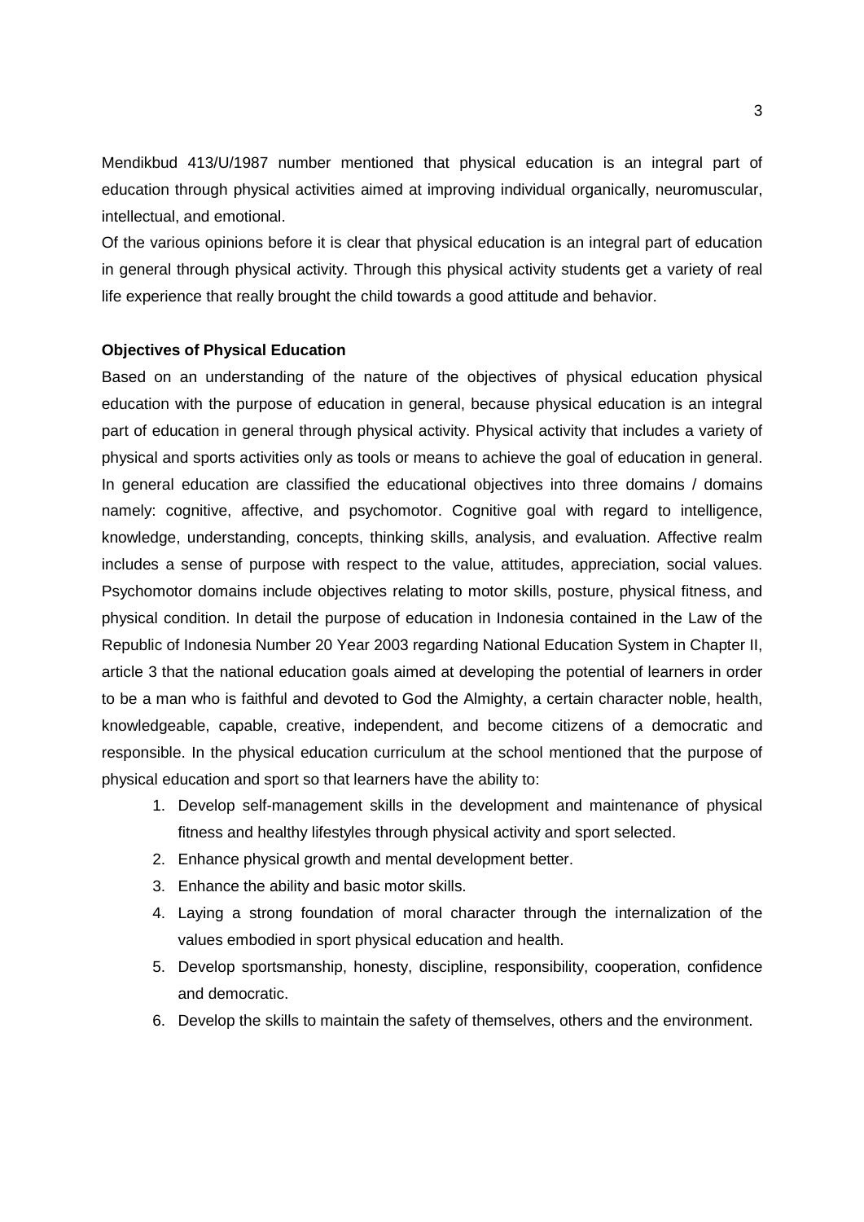Mendikbud 413/U/1987 number mentioned that physical education is an integral part of education through physical activities aimed at improving individual organically, neuromuscular, intellectual, and emotional.

Of the various opinions before it is clear that physical education is an integral part of education in general through physical activity. Through this physical activity students get a variety of real life experience that really brought the child towards a good attitude and behavior.

**Objectives of Physical Education**

Based on an understanding of the nature of the objectives of physical education physical education with the purpose of education in general, because physical education is an integral part of education in general through physical activity. Physical activity that includes a variety of physical and sports activities only as tools or means to achieve the goal of education in general. In general education are classified the educational objectives into three domains / domains namely: cognitive, affective, and psychomotor. Cognitive goal with regard to intelligence, knowledge, understanding, concepts, thinking skills, analysis, and evaluation. Affective realm includes a sense of purpose with respect to the value, attitudes, appreciation, social values. Psychomotor domains include objectives relating to motor skills, posture, physical fitness, and physical condition. In detail the purpose of education in Indonesia contained in the Law of the Republic of Indonesia Number 20 Year 2003 regarding National Education System in Chapter II, article 3 that the national education goals aimed at developing the potential of learners in order to be a man who is faithful and devoted to God the Almighty, a certain character noble, health, knowledgeable, capable, creative, independent, and become citizens of a democratic and responsible. In the physical education curriculum at the school mentioned that the purpose of physical education and sport so that learners have the ability to:

1. Develop self-management skills in the development and maintenance of physical fitness and healthy lifestyles through physical activity and sport selected.
2. Enhance physical growth and mental development better.
3. Enhance the ability and basic motor skills.
4. Laying a strong foundation of moral character through the internalization of the values embodied in sport physical education and health.
5. Develop sportsmanship, honesty, discipline, responsibility, cooperation, confidence and democratic.
6. Develop the skills to maintain the safety of themselves, others and the environment.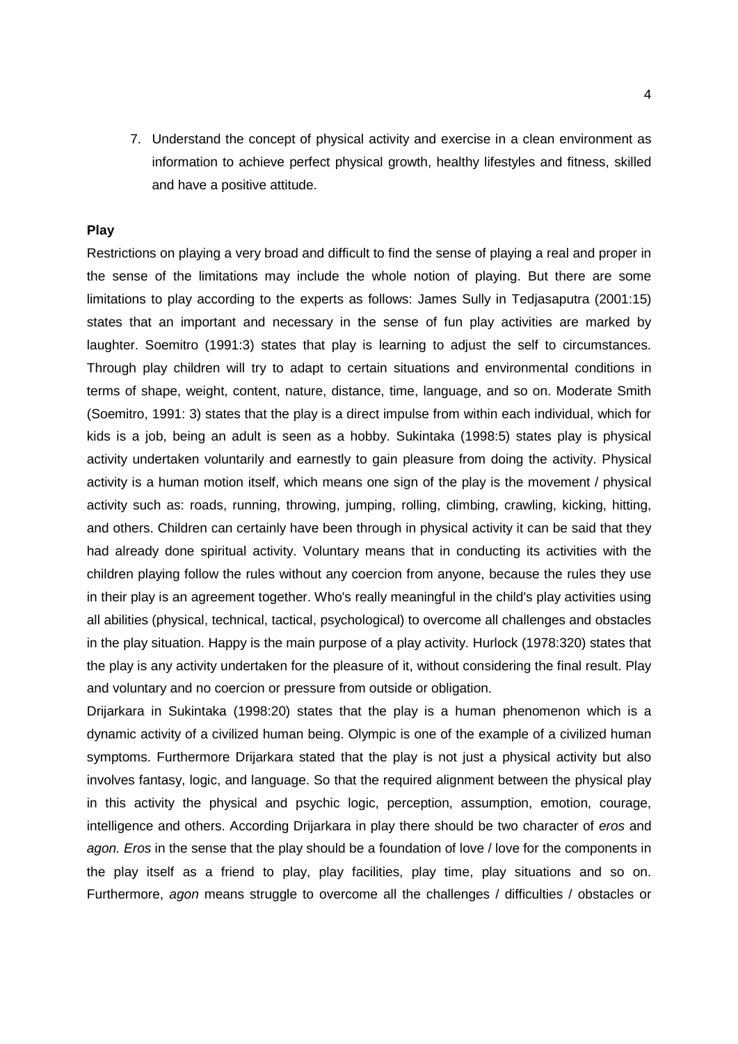7. Understand the concept of physical activity and exercise in a clean environment as information to achieve perfect physical growth, healthy lifestyles and fitness, skilled and have a positive attitude.

**Play**

Restrictions on playing a very broad and difficult to find the sense of playing a real and proper in the sense of the limitations may include the whole notion of playing. But there are some limitations to play according to the experts as follows: James Sully in Tedjasaputra (2001:15) states that an important and necessary in the sense of fun play activities are marked by laughter. Soemitro (1991:3) states that play is learning to adjust the self to circumstances. Through play children will try to adapt to certain situations and environmental conditions in terms of shape, weight, content, nature, distance, time, language, and so on. Moderate Smith (Soemitro, 1991: 3) states that the play is a direct impulse from within each individual, which for kids is a job, being an adult is seen as a hobby. Sukintaka (1998:5) states play is physical activity undertaken voluntarily and earnestly to gain pleasure from doing the activity. Physical activity is a human motion itself, which means one sign of the play is the movement / physical activity such as: roads, running, throwing, jumping, rolling, climbing, crawling, kicking, hitting, and others. Children can certainly have been through in physical activity it can be said that they had already done spiritual activity. Voluntary means that in conducting its activities with the children playing follow the rules without any coercion from anyone, because the rules they use in their play is an agreement together. Who's really meaningful in the child's play activities using all abilities (physical, technical, tactical, psychological) to overcome all challenges and obstacles in the play situation. Happy is the main purpose of a play activity. Hurlock (1978:320) states that the play is any activity undertaken for the pleasure of it, without considering the final result. Play and voluntary and no coercion or pressure from outside or obligation.

Drijarkara in Sukintaka (1998:20) states that the play is a human phenomenon which is a dynamic activity of a civilized human being. Olympic is one of the example of a civilized human symptoms. Furthermore Drijarkara stated that the play is not just a physical activity but also involves fantasy, logic, and language. So that the required alignment between the physical play in this activity the physical and psychic logic, perception, assumption, emotion, courage, intelligence and others. According Drijarkara in play there should be two character of *eros* and *agon. Eros* in the sense that the play should be a foundation of love / love for the components in the play itself as a friend to play, play facilities, play time, play situations and so on. Furthermore, *agon* means struggle to overcome all the challenges / difficulties / obstacles or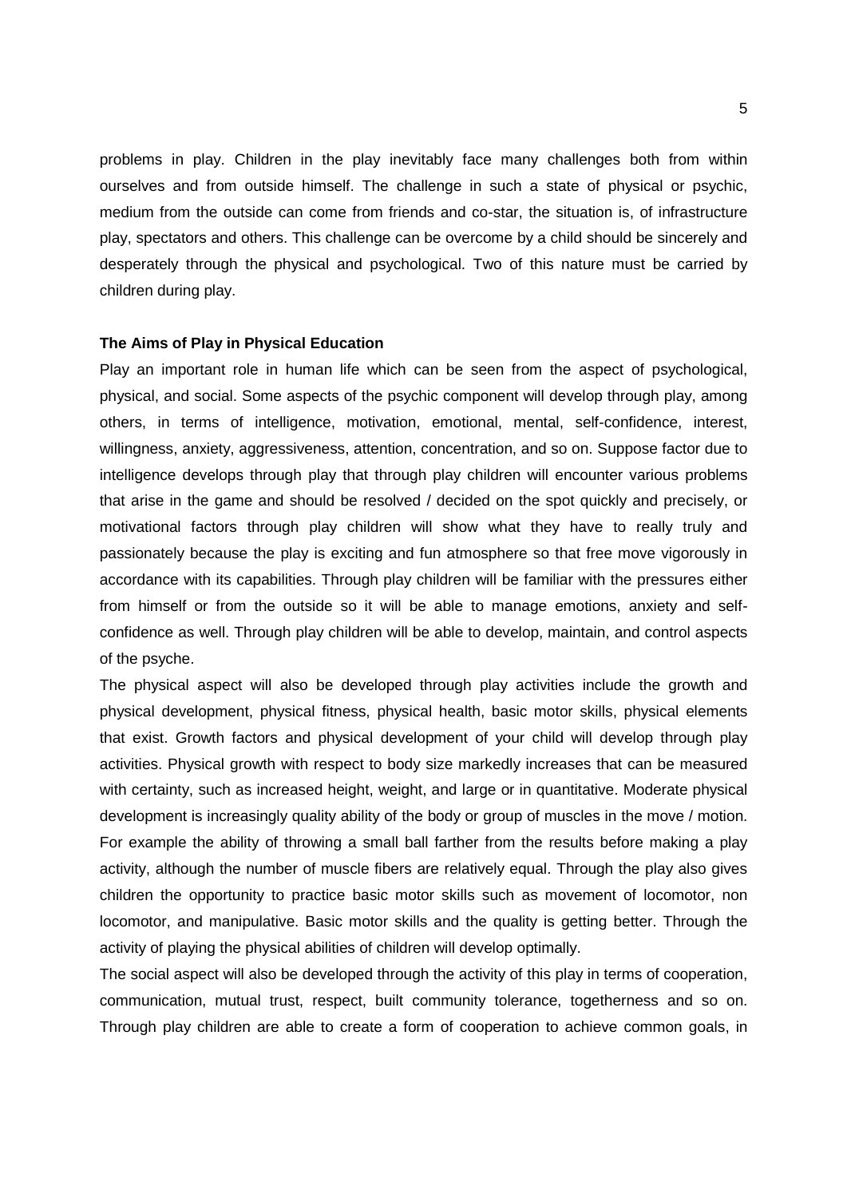problems in play. Children in the play inevitably face many challenges both from within ourselves and from outside himself. The challenge in such a state of physical or psychic, medium from the outside can come from friends and co-star, the situation is, of infrastructure play, spectators and others. This challenge can be overcome by a child should be sincerely and desperately through the physical and psychological. Two of this nature must be carried by children during play.

**The Aims of Play in Physical Education**

Play an important role in human life which can be seen from the aspect of psychological, physical, and social. Some aspects of the psychic component will develop through play, among others, in terms of intelligence, motivation, emotional, mental, self-confidence, interest, willingness, anxiety, aggressiveness, attention, concentration, and so on. Suppose factor due to intelligence develops through play that through play children will encounter various problems that arise in the game and should be resolved / decided on the spot quickly and precisely, or motivational factors through play children will show what they have to really truly and passionately because the play is exciting and fun atmosphere so that free move vigorously in accordance with its capabilities. Through play children will be familiar with the pressures either from himself or from the outside so it will be able to manage emotions, anxiety and self-confidence as well. Through play children will be able to develop, maintain, and control aspects of the psyche.

The physical aspect will also be developed through play activities include the growth and physical development, physical fitness, physical health, basic motor skills, physical elements that exist. Growth factors and physical development of your child will develop through play activities. Physical growth with respect to body size markedly increases that can be measured with certainty, such as increased height, weight, and large or in quantitative. Moderate physical development is increasingly quality ability of the body or group of muscles in the move / motion. For example the ability of throwing a small ball farther from the results before making a play activity, although the number of muscle fibers are relatively equal. Through the play also gives children the opportunity to practice basic motor skills such as movement of locomotor, non locomotor, and manipulative. Basic motor skills and the quality is getting better. Through the activity of playing the physical abilities of children will develop optimally.

The social aspect will also be developed through the activity of this play in terms of cooperation, communication, mutual trust, respect, built community tolerance, togetherness and so on. Through play children are able to create a form of cooperation to achieve common goals, in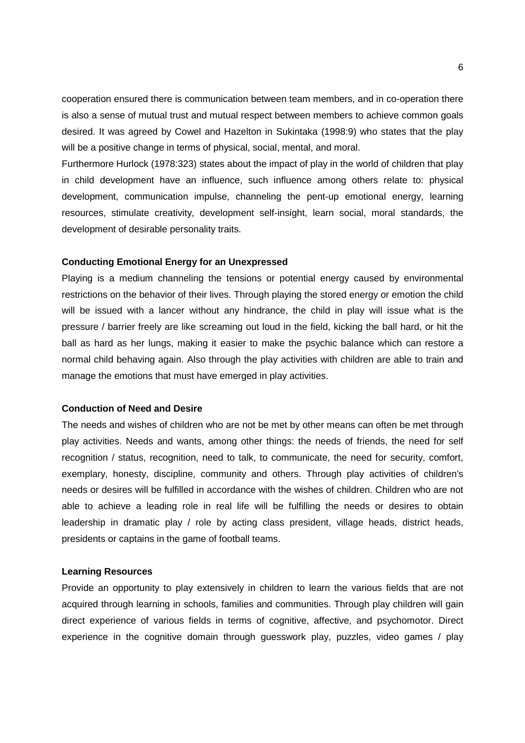cooperation ensured there is communication between team members, and in co-operation there is also a sense of mutual trust and mutual respect between members to achieve common goals desired. It was agreed by Cowel and Hazelton in Sukintaka (1998:9) who states that the play will be a positive change in terms of physical, social, mental, and moral.

Furthermore Hurlock (1978:323) states about the impact of play in the world of children that play in child development have an influence, such influence among others relate to: physical development, communication impulse, channeling the pent-up emotional energy, learning resources, stimulate creativity, development self-insight, learn social, moral standards, the development of desirable personality traits.

**Conducting Emotional Energy for an Unexpressed**

Playing is a medium channeling the tensions or potential energy caused by environmental restrictions on the behavior of their lives. Through playing the stored energy or emotion the child will be issued with a lancer without any hindrance, the child in play will issue what is the pressure / barrier freely are like screaming out loud in the field, kicking the ball hard, or hit the ball as hard as her lungs, making it easier to make the psychic balance which can restore a normal child behaving again. Also through the play activities with children are able to train and manage the emotions that must have emerged in play activities.

**Conduction of Need and Desire**

The needs and wishes of children who are not be met by other means can often be met through play activities. Needs and wants, among other things: the needs of friends, the need for self recognition / status, recognition, need to talk, to communicate, the need for security, comfort, exemplary, honesty, discipline, community and others. Through play activities of children's needs or desires will be fulfilled in accordance with the wishes of children. Children who are not able to achieve a leading role in real life will be fulfilling the needs or desires to obtain leadership in dramatic play / role by acting class president, village heads, district heads, presidents or captains in the game of football teams.

**Learning Resources**

Provide an opportunity to play extensively in children to learn the various fields that are not acquired through learning in schools, families and communities. Through play children will gain direct experience of various fields in terms of cognitive, affective, and psychomotor. Direct experience in the cognitive domain through guesswork play, puzzles, video games / play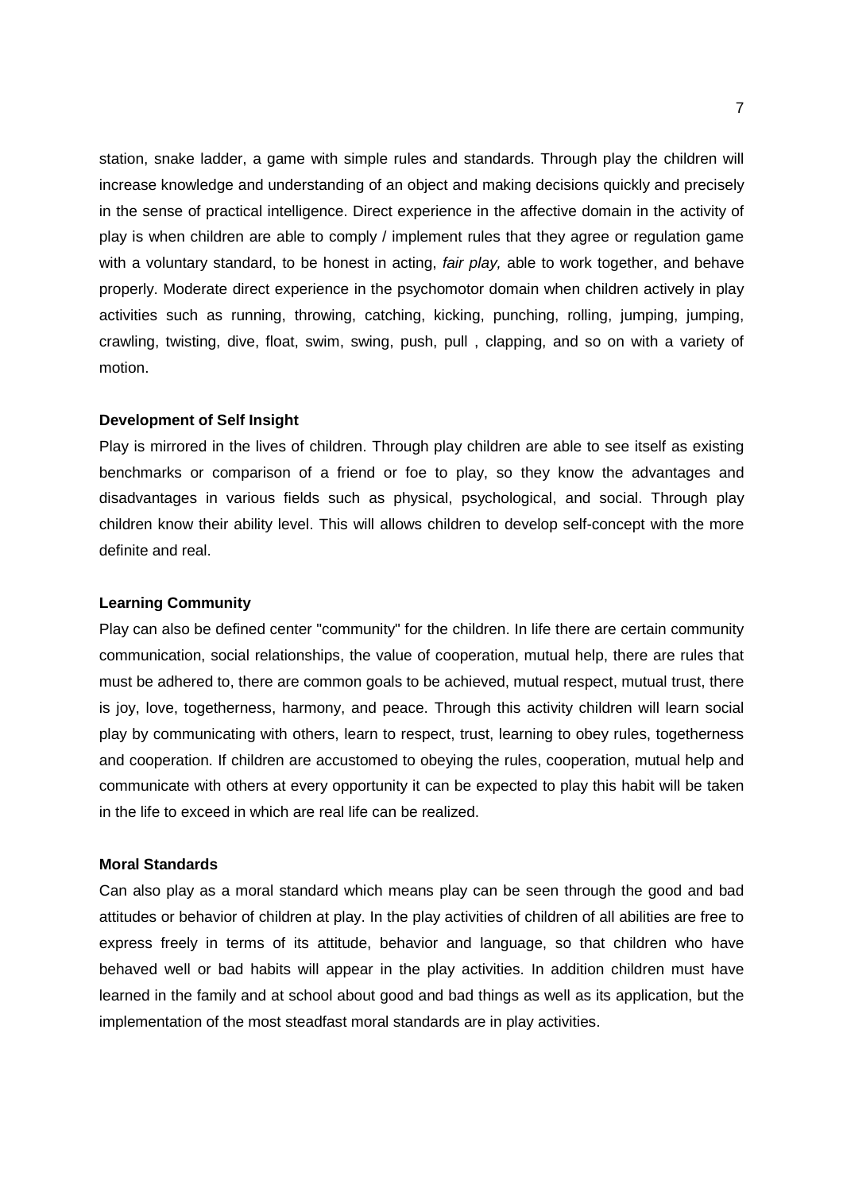station, snake ladder, a game with simple rules and standards. Through play the children will increase knowledge and understanding of an object and making decisions quickly and precisely in the sense of practical intelligence. Direct experience in the affective domain in the activity of play is when children are able to comply / implement rules that they agree or regulation game with a voluntary standard, to be honest in acting, *fair play,* able to work together, and behave properly. Moderate direct experience in the psychomotor domain when children actively in play activities such as running, throwing, catching, kicking, punching, rolling, jumping, jumping, crawling, twisting, dive, float, swim, swing, push, pull , clapping, and so on with a variety of motion.

**Development of Self Insight**

Play is mirrored in the lives of children. Through play children are able to see itself as existing benchmarks or comparison of a friend or foe to play, so they know the advantages and disadvantages in various fields such as physical, psychological, and social. Through play children know their ability level. This will allows children to develop self-concept with the more definite and real.

**Learning Community**

Play can also be defined center "community" for the children. In life there are certain community communication, social relationships, the value of cooperation, mutual help, there are rules that must be adhered to, there are common goals to be achieved, mutual respect, mutual trust, there is joy, love, togetherness, harmony, and peace. Through this activity children will learn social play by communicating with others, learn to respect, trust, learning to obey rules, togetherness and cooperation. If children are accustomed to obeying the rules, cooperation, mutual help and communicate with others at every opportunity it can be expected to play this habit will be taken in the life to exceed in which are real life can be realized.

**Moral Standards**

Can also play as a moral standard which means play can be seen through the good and bad attitudes or behavior of children at play. In the play activities of children of all abilities are free to express freely in terms of its attitude, behavior and language, so that children who have behaved well or bad habits will appear in the play activities. In addition children must have learned in the family and at school about good and bad things as well as its application, but the implementation of the most steadfast moral standards are in play activities.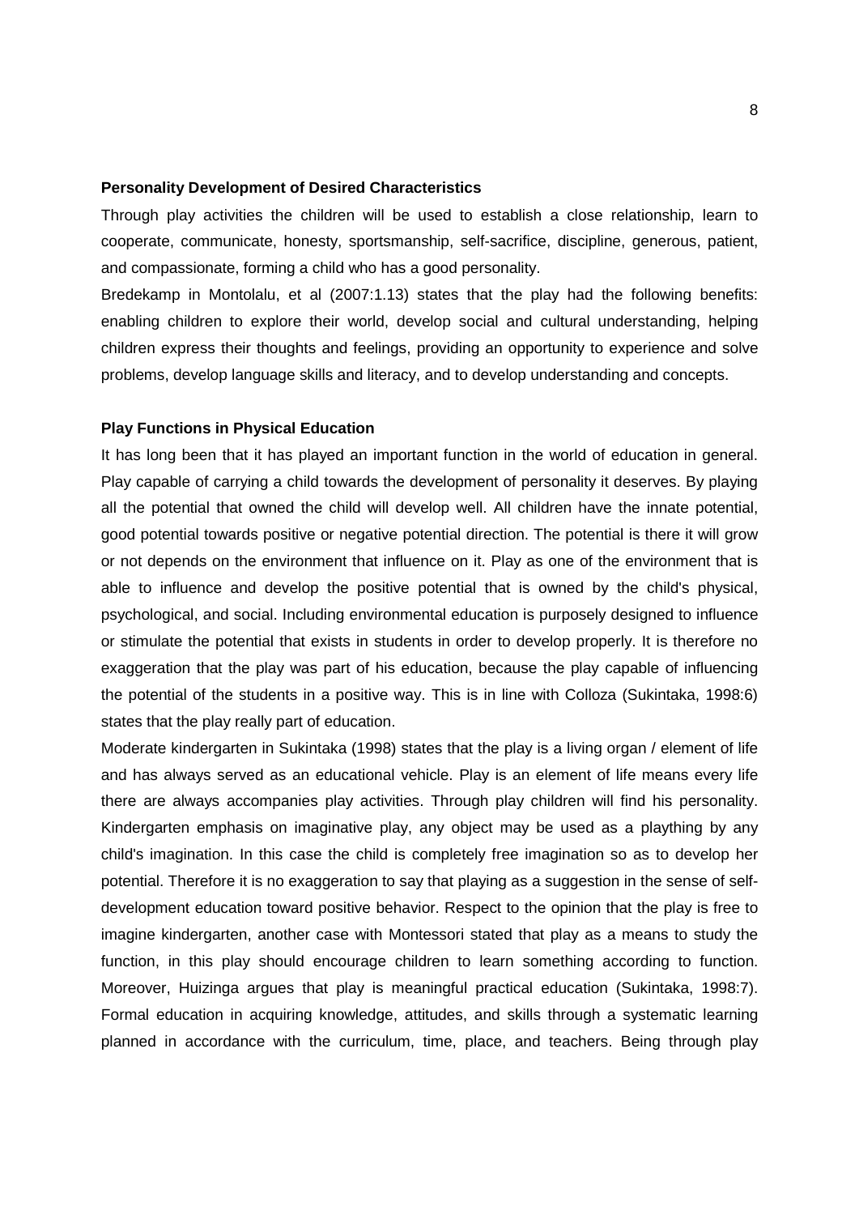**Personality Development of Desired Characteristics**

Through play activities the children will be used to establish a close relationship, learn to cooperate, communicate, honesty, sportsmanship, self-sacrifice, discipline, generous, patient, and compassionate, forming a child who has a good personality.

Bredekamp in Montolalu, et al (2007:1.13) states that the play had the following benefits: enabling children to explore their world, develop social and cultural understanding, helping children express their thoughts and feelings, providing an opportunity to experience and solve problems, develop language skills and literacy, and to develop understanding and concepts.

**Play Functions in Physical Education**

It has long been that it has played an important function in the world of education in general. Play capable of carrying a child towards the development of personality it deserves. By playing all the potential that owned the child will develop well. All children have the innate potential, good potential towards positive or negative potential direction. The potential is there it will grow or not depends on the environment that influence on it. Play as one of the environment that is able to influence and develop the positive potential that is owned by the child's physical, psychological, and social. Including environmental education is purposely designed to influence or stimulate the potential that exists in students in order to develop properly. It is therefore no exaggeration that the play was part of his education, because the play capable of influencing the potential of the students in a positive way. This is in line with Colloza (Sukintaka, 1998:6) states that the play really part of education.

Moderate kindergarten in Sukintaka (1998) states that the play is a living organ / element of life and has always served as an educational vehicle. Play is an element of life means every life there are always accompanies play activities. Through play children will find his personality. Kindergarten emphasis on imaginative play, any object may be used as a plaything by any child's imagination. In this case the child is completely free imagination so as to develop her potential. Therefore it is no exaggeration to say that playing as a suggestion in the sense of self-development education toward positive behavior. Respect to the opinion that the play is free to imagine kindergarten, another case with Montessori stated that play as a means to study the function, in this play should encourage children to learn something according to function. Moreover, Huizinga argues that play is meaningful practical education (Sukintaka, 1998:7). Formal education in acquiring knowledge, attitudes, and skills through a systematic learning planned in accordance with the curriculum, time, place, and teachers. Being through play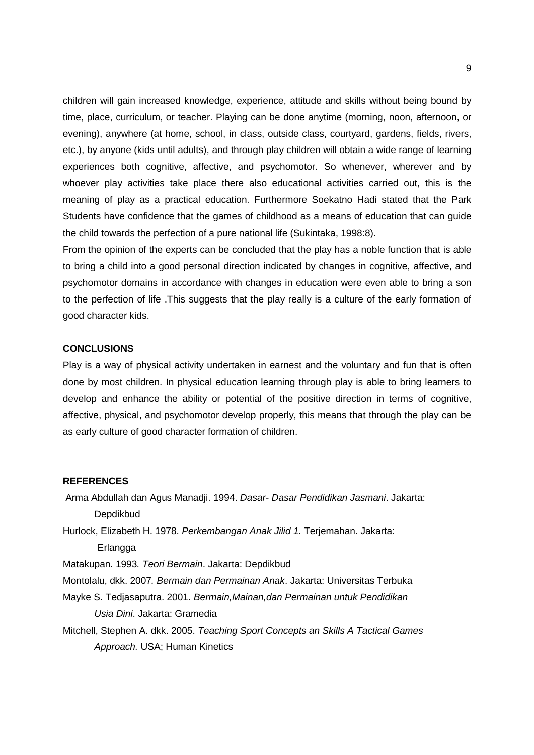children will gain increased knowledge, experience, attitude and skills without being bound by time, place, curriculum, or teacher. Playing can be done anytime (morning, noon, afternoon, or evening), anywhere (at home, school, in class, outside class, courtyard, gardens, fields, rivers, etc.), by anyone (kids until adults), and through play children will obtain a wide range of learning experiences both cognitive, affective, and psychomotor. So whenever, wherever and by whoever play activities take place there also educational activities carried out, this is the meaning of play as a practical education. Furthermore Soekatno Hadi stated that the Park Students have confidence that the games of childhood as a means of education that can guide the child towards the perfection of a pure national life (Sukintaka, 1998:8).

From the opinion of the experts can be concluded that the play has a noble function that is able to bring a child into a good personal direction indicated by changes in cognitive, affective, and psychomotor domains in accordance with changes in education were even able to bring a son to the perfection of life .This suggests that the play really is a culture of the early formation of good character kids.

**CONCLUSIONS**

Play is a way of physical activity undertaken in earnest and the voluntary and fun that is often done by most children. In physical education learning through play is able to bring learners to develop and enhance the ability or potential of the positive direction in terms of cognitive, affective, physical, and psychomotor develop properly, this means that through the play can be as early culture of good character formation of children.

**REFERENCES**

Arma Abdullah dan Agus Manadji. 1994. *Dasar- Dasar Pendidikan Jasmani*. Jakarta: Depdikbud

Hurlock, Elizabeth H. 1978. *Perkembangan Anak Jilid 1*. Terjemahan. Jakarta: Erlangga

Matakupan. 1993. *Teori Bermain*. Jakarta: Depdikbud

Montolalu, dkk. 2007. *Bermain dan Permainan Anak*. Jakarta: Universitas Terbuka

Mayke S. Tedjasaputra. 2001. *Bermain,Mainan,dan Permainan untuk Pendidikan Usia Dini*. Jakarta: Gramedia

Mitchell, Stephen A. dkk. 2005. *Teaching Sport Concepts an Skills A Tactical Games Approach.* USA; Human Kinetics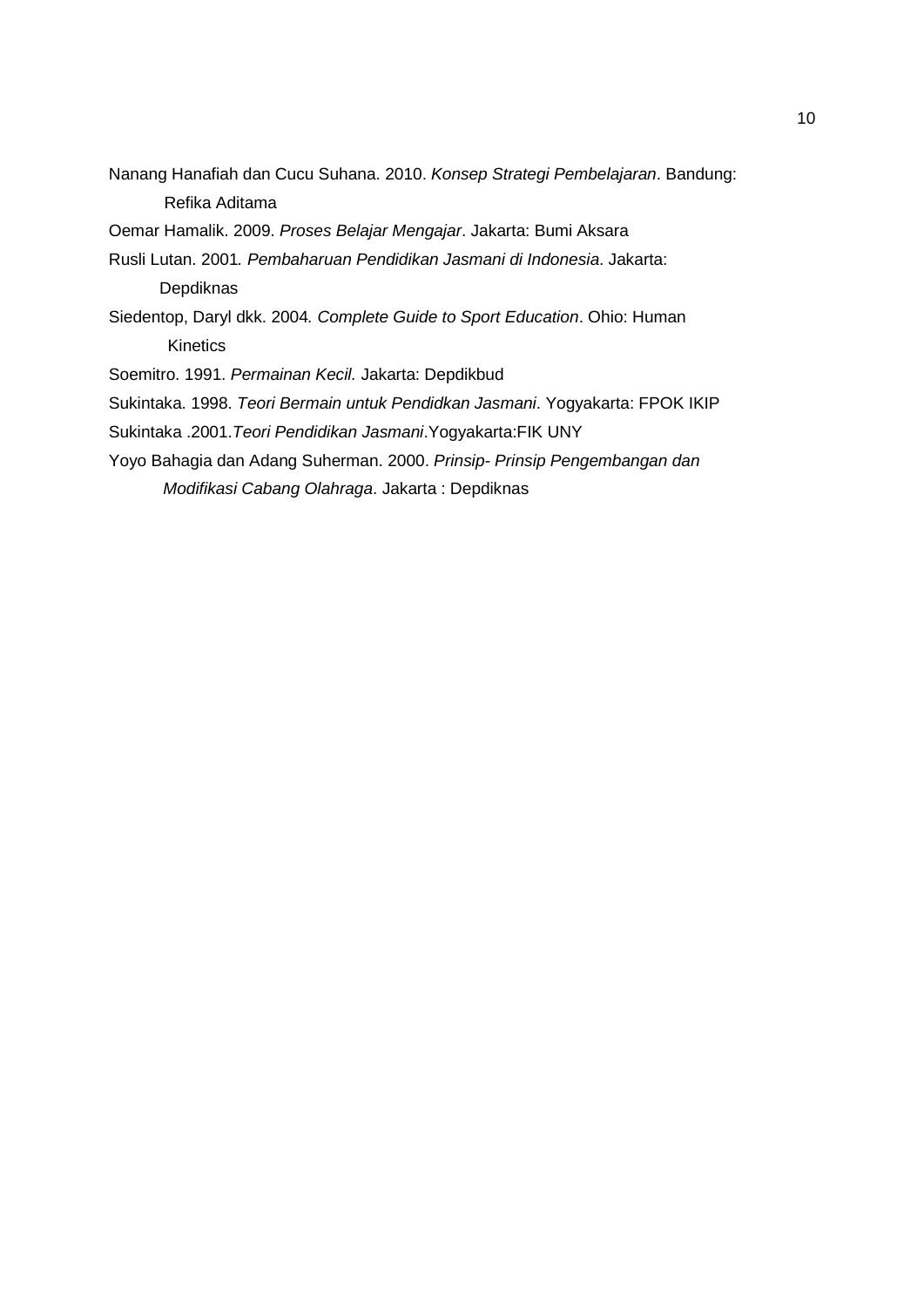Nanang Hanafiah dan Cucu Suhana. 2010. *Konsep Strategi Pembelajaran*. Bandung: Refika Aditama

Oemar Hamalik. 2009. *Proses Belajar Mengajar*. Jakarta: Bumi Aksara

Rusli Lutan. 2001*. Pembaharuan Pendidikan Jasmani di Indonesia*. Jakarta: Depdiknas

Siedentop, Daryl dkk. 2004*. Complete Guide to Sport Education*. Ohio: Human Kinetics

Soemitro. 1991. *Permainan Kecil.* Jakarta: Depdikbud

Sukintaka. 1998. *Teori Bermain untuk Pendidkan Jasmani*. Yogyakarta: FPOK IKIP

Sukintaka .2001.*Teori Pendidikan Jasmani*.Yogyakarta:FIK UNY

Yoyo Bahagia dan Adang Suherman. 2000. *Prinsip- Prinsip Pengembangan dan Modifikasi Cabang Olahraga*. Jakarta : Depdiknas